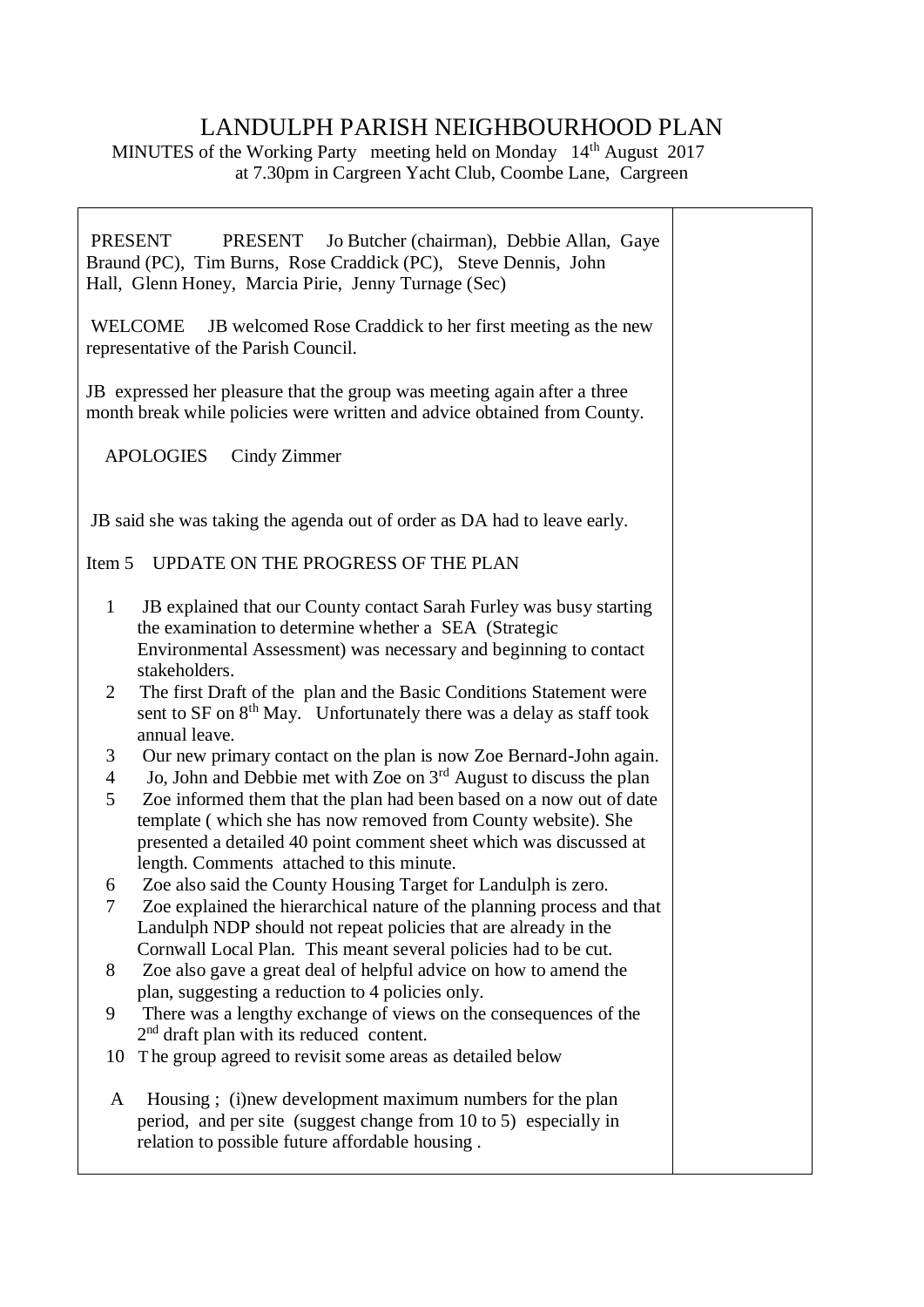# LANDULPH PARISH NEIGHBOURHOOD PLAN

MINUTES of the Working Party meeting held on Monday 14th August 2017 at 7.30pm in Cargreen Yacht Club, Coombe Lane, Cargreen

PRESENT PRESENT Jo Butcher (chairman), Debbie Allan, Gaye Braund (PC), Tim Burns, Rose Craddick (PC), Steve Dennis, John Hall, Glenn Honey, Marcia Pirie, Jenny Turnage (Sec)

WELCOME JB welcomed Rose Craddick to her first meeting as the new representative of the Parish Council.

JB expressed her pleasure that the group was meeting again after a three month break while policies were written and advice obtained from County.

APOLOGIES Cindy Zimmer

JB said she was taking the agenda out of order as DA had to leave early.

Item 5 UPDATE ON THE PROGRESS OF THE PLAN

1. JB explained that our County contact Sarah Furley was busy starting the examination to determine whether a SEA (Strategic Environmental Assessment) was necessary and beginning to contact stakeholders.
2. The first Draft of the plan and the Basic Conditions Statement were sent to SF on 8th May. Unfortunately there was a delay as staff took annual leave.
3. Our new primary contact on the plan is now Zoe Bernard-John again.
4. Jo, John and Debbie met with Zoe on 3rd August to discuss the plan
5. Zoe informed them that the plan had been based on a now out of date template ( which she has now removed from County website). She presented a detailed 40 point comment sheet which was discussed at length. Comments attached to this minute.
6. Zoe also said the County Housing Target for Landulph is zero.
7. Zoe explained the hierarchical nature of the planning process and that Landulph NDP should not repeat policies that are already in the Cornwall Local Plan. This meant several policies had to be cut.
8. Zoe also gave a great deal of helpful advice on how to amend the plan, suggesting a reduction to 4 policies only.
9. There was a lengthy exchange of views on the consequences of the 2nd draft plan with its reduced content.
10. The group agreed to revisit some areas as detailed below

A Housing ; (i)new development maximum numbers for the plan period, and per site (suggest change from 10 to 5) especially in relation to possible future affordable housing .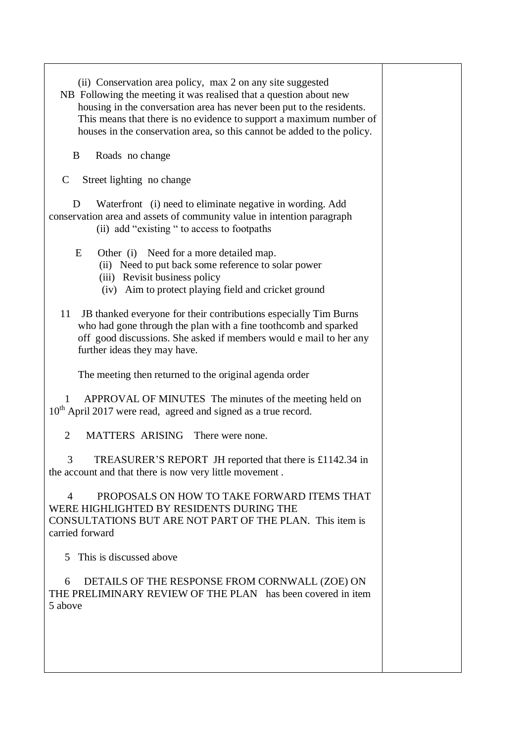(ii) Conservation area policy, max 2 on any site suggested

NB Following the meeting it was realised that a question about new housing in the conversation area has never been put to the residents. This means that there is no evidence to support a maximum number of houses in the conservation area, so this cannot be added to the policy.

B Roads no change

C Street lighting no change

D Waterfront (i) need to eliminate negative in wording. Add conservation area and assets of community value in intention paragraph
(ii) add "existing " to access to footpaths

E Other (i) Need for a more detailed map.
(ii) Need to put back some reference to solar power
(iii) Revisit business policy
(iv) Aim to protect playing field and cricket ground

11 JB thanked everyone for their contributions especially Tim Burns who had gone through the plan with a fine toothcomb and sparked off good discussions. She asked if members would e mail to her any further ideas they may have.

The meeting then returned to the original agenda order

1 APPROVAL OF MINUTES The minutes of the meeting held on 10th April 2017 were read, agreed and signed as a true record.

2 MATTERS ARISING There were none.

3 TREASURER'S REPORT JH reported that there is £1142.34 in the account and that there is now very little movement .

4 PROPOSALS ON HOW TO TAKE FORWARD ITEMS THAT WERE HIGHLIGHTED BY RESIDENTS DURING THE CONSULTATIONS BUT ARE NOT PART OF THE PLAN. This item is carried forward

5 This is discussed above

6 DETAILS OF THE RESPONSE FROM CORNWALL (ZOE) ON THE PRELIMINARY REVIEW OF THE PLAN has been covered in item 5 above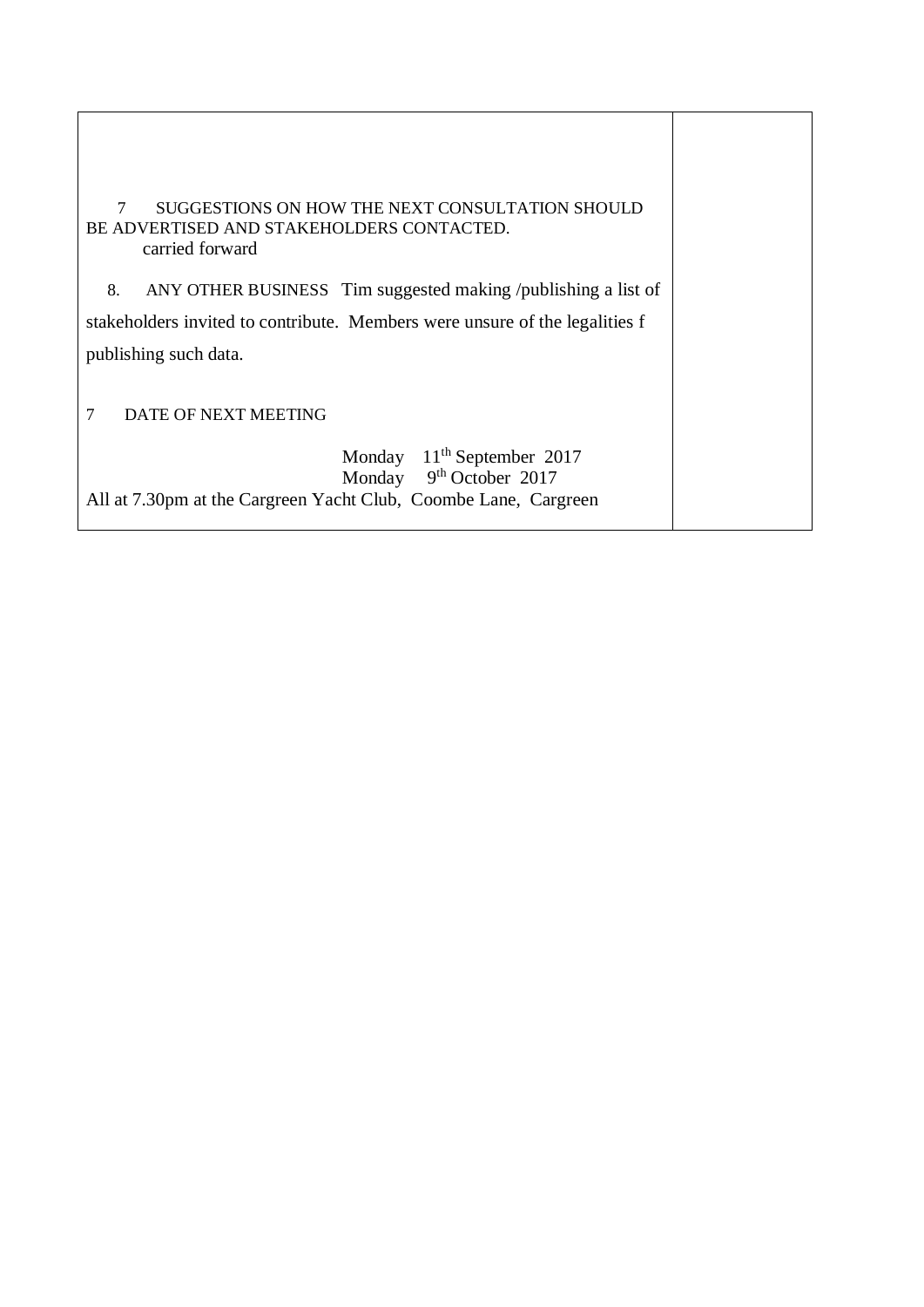| | |
|---|---|
| 7 SUGGESTIONS ON HOW THE NEXT CONSULTATION SHOULD BE ADVERTISED AND STAKEHOLDERS CONTACTED.<br>carried forward<br><br>8. ANY OTHER BUSINESS Tim suggested making /publishing a list of stakeholders invited to contribute. Members were unsure of the legalities f publishing such data.<br><br>7 DATE OF NEXT MEETING<br><br>Monday 11th September 2017<br>Monday 9th October 2017<br>All at 7.30pm at the Cargreen Yacht Club, Coombe Lane, Cargreen | |